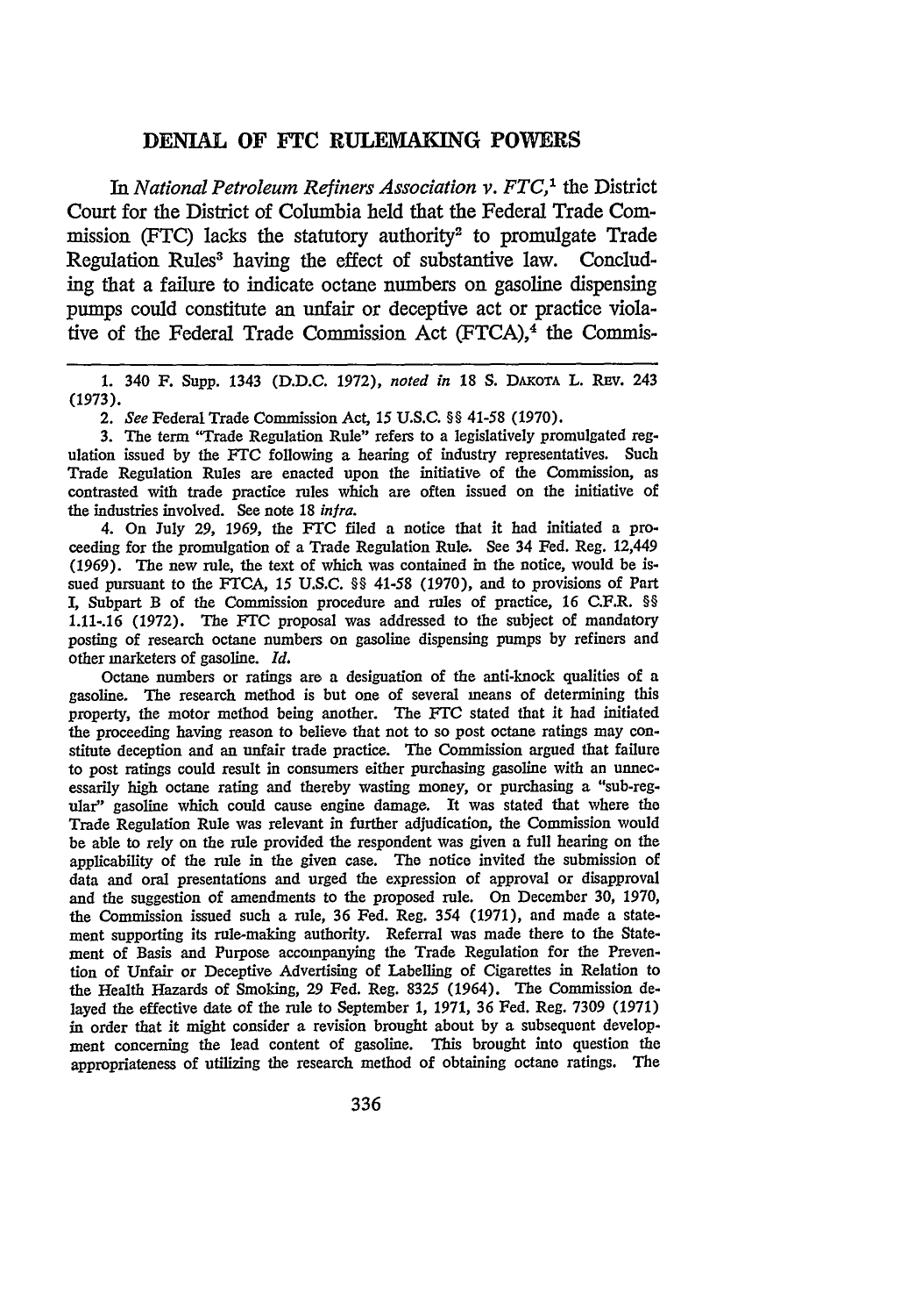# DENIAL OF FTC RULEMAKING POWERS

In *National Petroleum Refiners Association v. FTC*,[1] the District Court for the District of Columbia held that the Federal Trade Commission (FTC) lacks the statutory authority[2] to promulgate Trade Regulation Rules[3] having the effect of substantive law. Concluding that a failure to indicate octane numbers on gasoline dispensing pumps could constitute an unfair or deceptive act or practice violative of the Federal Trade Commission Act (FTCA),[4] the Commis-

---

1. 340 F. Supp. 1343 (D.D.C. 1972), *noted in* 18 S. DAKOTA L. REV. 243 (1973).

2. *See* Federal Trade Commission Act, 15 U.S.C. §§ 41-58 (1970).

3. The term "Trade Regulation Rule" refers to a legislatively promulgated regulation issued by the FTC following a hearing of industry representatives. Such Trade Regulation Rules are enacted upon the initiative of the Commission, as contrasted with trade practice rules which are often issued on the initiative of the industries involved. See note 18 *infra*.

4. On July 29, 1969, the FTC filed a notice that it had initiated a proceeding for the promulgation of a Trade Regulation Rule. See 34 Fed. Reg. 12,449 (1969). The new rule, the text of which was contained in the notice, would be issued pursuant to the FTCA, 15 U.S.C. §§ 41-58 (1970), and to provisions of Part I, Subpart B of the Commission procedure and rules of practice, 16 C.F.R. §§ 1.11-.16 (1972). The FTC proposal was addressed to the subject of mandatory posting of research octane numbers on gasoline dispensing pumps by refiners and other marketers of gasoline. *Id.*

Octane numbers or ratings are a designation of the anti-knock qualities of a gasoline. The research method is but one of several means of determining this property, the motor method being another. The FTC stated that it had initiated the proceeding having reason to believe that not to so post octane ratings may constitute deception and an unfair trade practice. The Commission argued that failure to post ratings could result in consumers either purchasing gasoline with an unnecessarily high octane rating and thereby wasting money, or purchasing a "sub-regular" gasoline which could cause engine damage. It was stated that where the Trade Regulation Rule was relevant in further adjudication, the Commission would be able to rely on the rule provided the respondent was given a full hearing on the applicability of the rule in the given case. The notice invited the submission of data and oral presentations and urged the expression of approval or disapproval and the suggestion of amendments to the proposed rule. On December 30, 1970, the Commission issued such a rule, 36 Fed. Reg. 354 (1971), and made a statement supporting its rule-making authority. Referral was made there to the Statement of Basis and Purpose accompanying the Trade Regulation for the Prevention of Unfair or Deceptive Advertising of Labelling of Cigarettes in Relation to the Health Hazards of Smoking, 29 Fed. Reg. 8325 (1964). The Commission delayed the effective date of the rule to September 1, 1971, 36 Fed. Reg. 7309 (1971) in order that it might consider a revision brought about by a subsequent development concerning the lead content of gasoline. This brought into question the appropriateness of utilizing the research method of obtaining octane ratings. The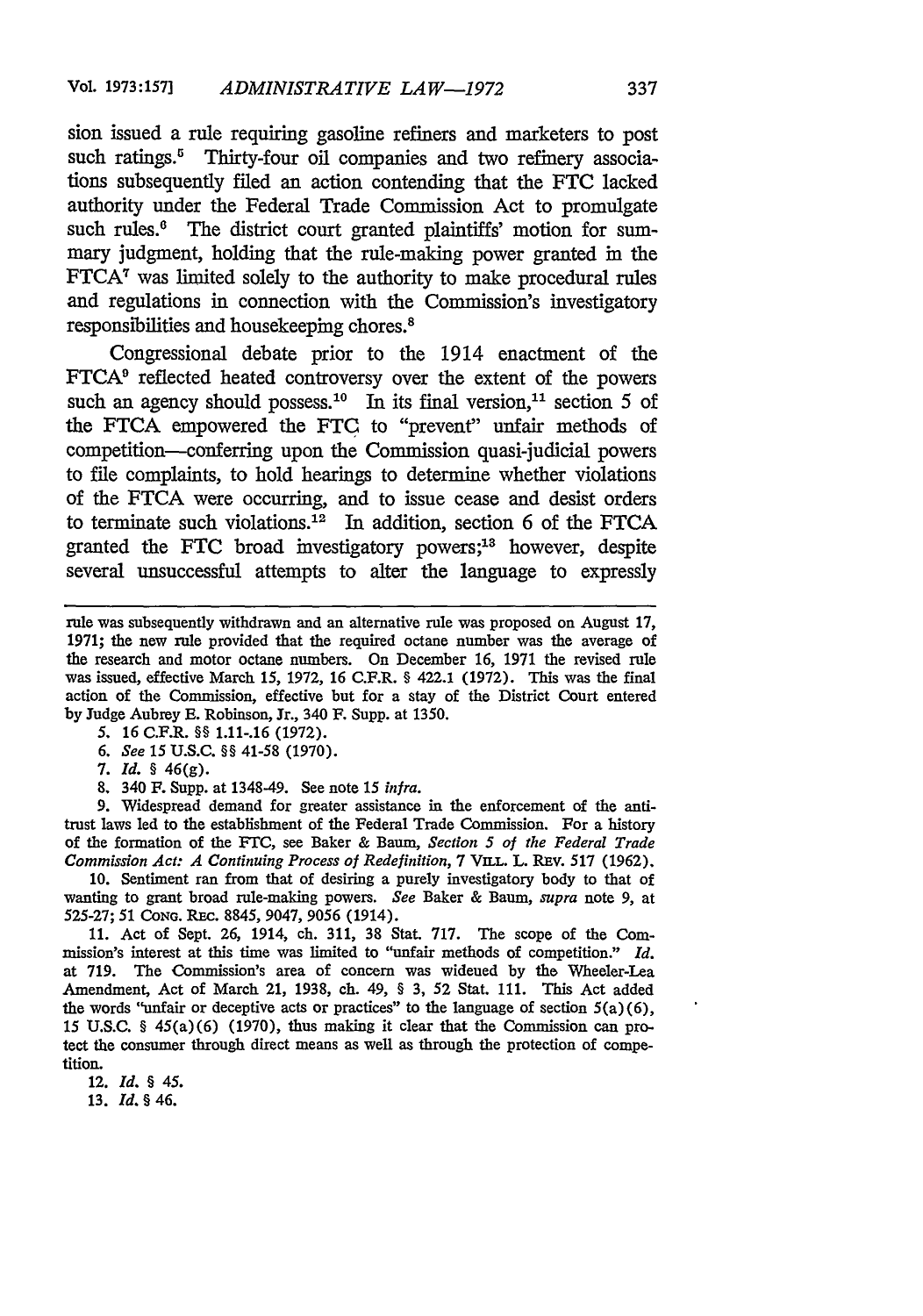sion issued a rule requiring gasoline refiners and marketers to post such ratings.[5] Thirty-four oil companies and two refinery associations subsequently filed an action contending that the FTC lacked authority under the Federal Trade Commission Act to promulgate such rules.[6] The district court granted plaintiffs' motion for summary judgment, holding that the rule-making power granted in the FTCA[7] was limited solely to the authority to make procedural rules and regulations in connection with the Commission's investigatory responsibilities and housekeeping chores.[8]

Congressional debate prior to the 1914 enactment of the FTCA[9] reflected heated controversy over the extent of the powers such an agency should possess.[10] In its final version,[11] section 5 of the FTCA empowered the FTC to "prevent" unfair methods of competition—conferring upon the Commission quasi-judicial powers to file complaints, to hold hearings to determine whether violations of the FTCA were occurring, and to issue cease and desist orders to terminate such violations.[12] In addition, section 6 of the FTCA granted the FTC broad investigatory powers;[13] however, despite several unsuccessful attempts to alter the language to expressly

---

rule was subsequently withdrawn and an alternative rule was proposed on August 17, 1971; the new rule provided that the required octane number was the average of the research and motor octane numbers. On December 16, 1971 the revised rule was issued, effective March 15, 1972, 16 C.F.R. § 422.1 (1972). This was the final action of the Commission, effective but for a stay of the District Court entered by Judge Aubrey E. Robinson, Jr., 340 F. Supp. at 1350.

5. 16 C.F.R. §§ 1.11-.16 (1972).

6. *See* 15 U.S.C. §§ 41-58 (1970).

7. *Id.* § 46(g).

8. 340 F. Supp. at 1348-49. See note 15 *infra*.

9. Widespread demand for greater assistance in the enforcement of the antitrust laws led to the establishment of the Federal Trade Commission. For a history of the formation of the FTC, see Baker & Baum, *Section 5 of the Federal Trade Commission Act: A Continuing Process of Redefinition*, 7 VILL. L. REV. 517 (1962).

10. Sentiment ran from that of desiring a purely investigatory body to that of wanting to grant broad rule-making powers. *See* Baker & Baum, *supra* note 9, at 525-27; 51 CONG. REC. 8845, 9047, 9056 (1914).

11. Act of Sept. 26, 1914, ch. 311, 38 Stat. 717. The scope of the Commission's interest at this time was limited to "unfair methods of competition." *Id.* at 719. The Commission's area of concern was widened by the Wheeler-Lea Amendment, Act of March 21, 1938, ch. 49, § 3, 52 Stat. 111. This Act added the words "unfair or deceptive acts or practices" to the language of section 5(a)(6), 15 U.S.C. § 45(a)(6) (1970), thus making it clear that the Commission can protect the consumer through direct means as well as through the protection of competition.

12. *Id.* § 45.

13. *Id.* § 46.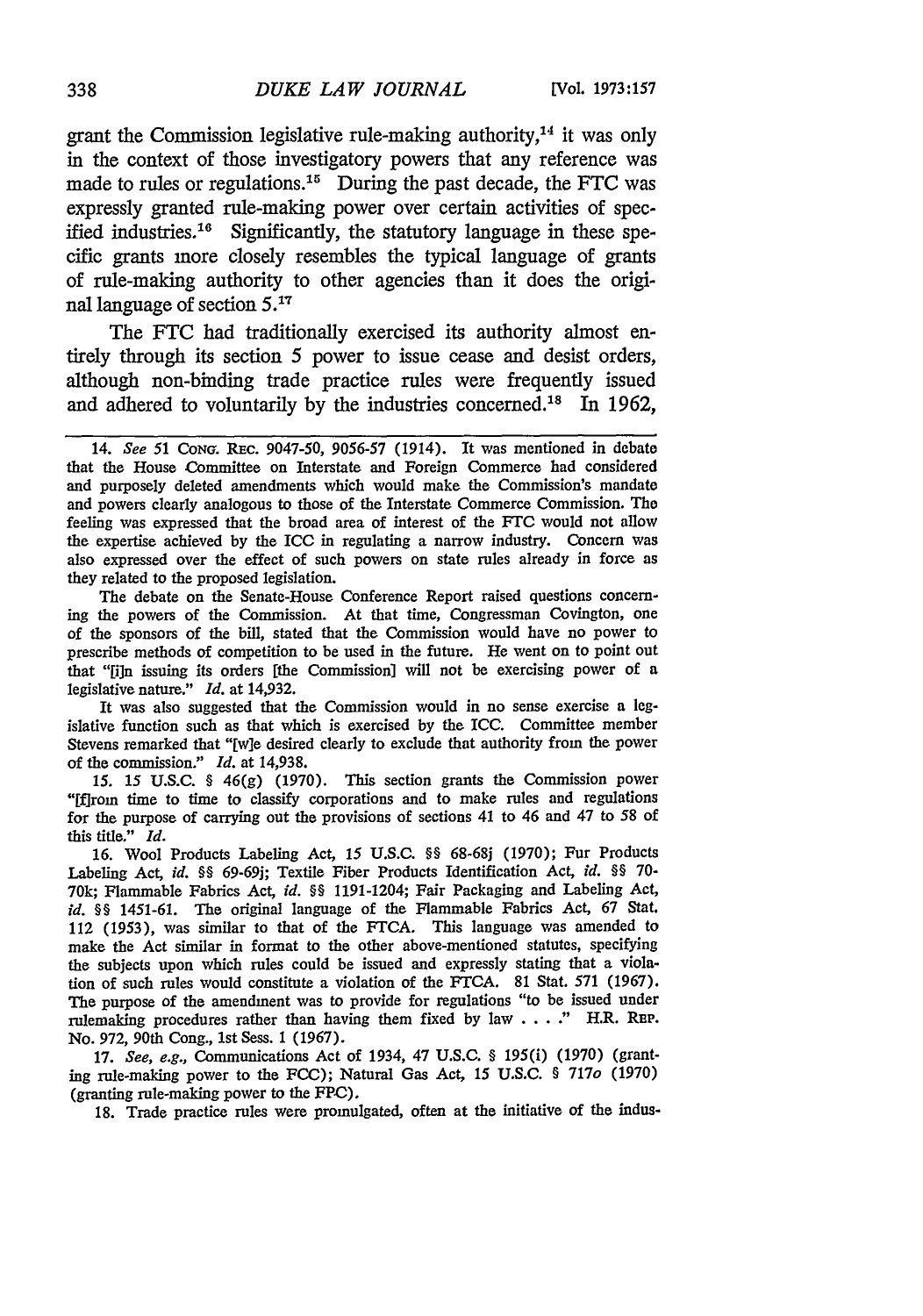grant the Commission legislative rule-making authority,[14] it was only in the context of those investigatory powers that any reference was made to rules or regulations.[15] During the past decade, the FTC was expressly granted rule-making power over certain activities of specified industries.[16] Significantly, the statutory language in these specific grants more closely resembles the typical language of grants of rule-making authority to other agencies than it does the original language of section 5.[17]

The FTC had traditionally exercised its authority almost entirely through its section 5 power to issue cease and desist orders, although non-binding trade practice rules were frequently issued and adhered to voluntarily by the industries concerned.[18] In 1962,

---

14. *See* 51 CONG. REC. 9047-50, 9056-57 (1914). It was mentioned in debate that the House Committee on Interstate and Foreign Commerce had considered and purposely deleted amendments which would make the Commission's mandate and powers clearly analogous to those of the Interstate Commerce Commission. The feeling was expressed that the broad area of interest of the FTC would not allow the expertise achieved by the ICC in regulating a narrow industry. Concern was also expressed over the effect of such powers on state rules already in force as they related to the proposed legislation.

The debate on the Senate-House Conference Report raised questions concerning the powers of the Commission. At that time, Congressman Covington, one of the sponsors of the bill, stated that the Commission would have no power to prescribe methods of competition to be used in the future. He went on to point out that "[i]n issuing its orders [the Commission] will not be exercising power of a legislative nature." *Id.* at 14,932.

It was also suggested that the Commission would in no sense exercise a legislative function such as that which is exercised by the ICC. Committee member Stevens remarked that "[w]e desired clearly to exclude that authority from the power of the commission." *Id.* at 14,938.

15. 15 U.S.C. § 46(g) (1970). This section grants the Commission power "[f]rom time to time to classify corporations and to make rules and regulations for the purpose of carrying out the provisions of sections 41 to 46 and 47 to 58 of this title." *Id.*

16. Wool Products Labeling Act, 15 U.S.C. §§ 68-68j (1970); Fur Products Labeling Act, *id.* §§ 69-69j; Textile Fiber Products Identification Act, *id.* §§ 70-70k; Flammable Fabrics Act, *id.* §§ 1191-1204; Fair Packaging and Labeling Act, *id.* §§ 1451-61. The original language of the Flammable Fabrics Act, 67 Stat. 112 (1953), was similar to that of the FTCA. This language was amended to make the Act similar in format to the other above-mentioned statutes, specifying the subjects upon which rules could be issued and expressly stating that a violation of such rules would constitute a violation of the FTCA. 81 Stat. 571 (1967). The purpose of the amendment was to provide for regulations "to be issued under rulemaking procedures rather than having them fixed by law . . . ." H.R. REP. No. 972, 90th Cong., 1st Sess. 1 (1967).

17. *See, e.g.,* Communications Act of 1934, 47 U.S.C. § 195(i) (1970) (granting rule-making power to the FCC); Natural Gas Act, 15 U.S.C. § 717*o* (1970) (granting rule-making power to the FPC).

18. Trade practice rules were promulgated, often at the initiative of the indus-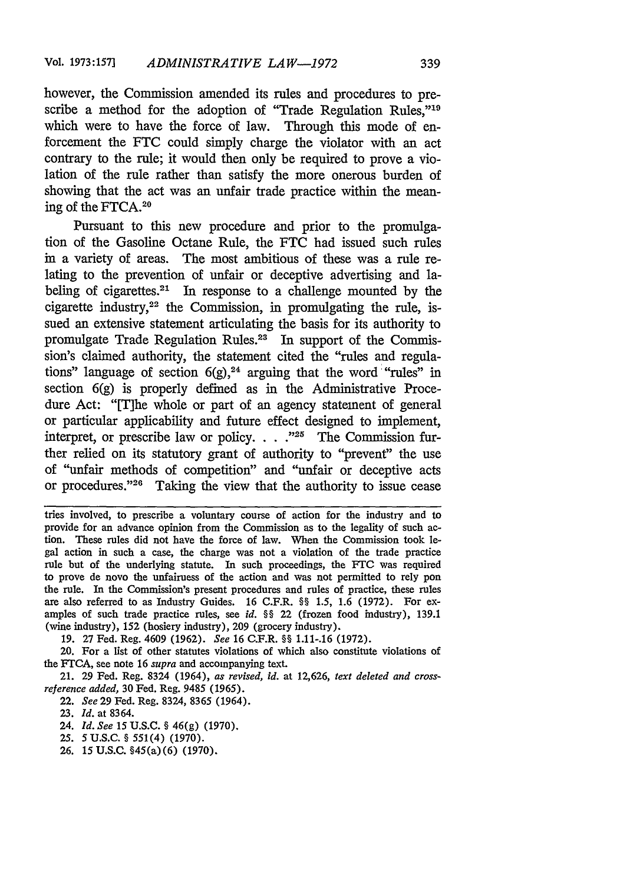however, the Commission amended its rules and procedures to prescribe a method for the adoption of "Trade Regulation Rules,"[19] which were to have the force of law. Through this mode of enforcement the FTC could simply charge the violator with an act contrary to the rule; it would then only be required to prove a violation of the rule rather than satisfy the more onerous burden of showing that the act was an unfair trade practice within the meaning of the FTCA.[20]

Pursuant to this new procedure and prior to the promulgation of the Gasoline Octane Rule, the FTC had issued such rules in a variety of areas. The most ambitious of these was a rule relating to the prevention of unfair or deceptive advertising and labeling of cigarettes.[21] In response to a challenge mounted by the cigarette industry,[22] the Commission, in promulgating the rule, issued an extensive statement articulating the basis for its authority to promulgate Trade Regulation Rules.[23] In support of the Commission's claimed authority, the statement cited the "rules and regulations" language of section 6(g),[24] arguing that the word "rules" in section 6(g) is properly defined as in the Administrative Procedure Act: "[T]he whole or part of an agency statement of general or particular applicability and future effect designed to implement, interpret, or prescribe law or policy. . . ."[25] The Commission further relied on its statutory grant of authority to "prevent" the use of "unfair methods of competition" and "unfair or deceptive acts or procedures."[26] Taking the view that the authority to issue cease

---

tries involved, to prescribe a voluntary course of action for the industry and to provide for an advance opinion from the Commission as to the legality of such action. These rules did not have the force of law. When the Commission took legal action in such a case, the charge was not a violation of the trade practice rule but of the underlying statute. In such proceedings, the FTC was required to prove de novo the unfairness of the action and was not permitted to rely pon the rule. In the Commission's present procedures and rules of practice, these rules are also referred to as Industry Guides. 16 C.F.R. §§ 1.5, 1.6 (1972). For examples of such trade practice rules, see *id.* §§ 22 (frozen food industry), 139.1 (wine industry), 152 (hosiery industry), 209 (grocery industry).

19. 27 Fed. Reg. 4609 (1962). *See* 16 C.F.R. §§ 1.11-.16 (1972).

20. For a list of other statutes violations of which also constitute violations of the FTCA, see note 16 *supra* and accompanying text.

21. 29 Fed. Reg. 8324 (1964), *as revised, id.* at 12,626, *text deleted and cross-reference added,* 30 Fed. Reg. 9485 (1965).

22. *See* 29 Fed. Reg. 8324, 8365 (1964).

23. *Id.* at 8364.

24. *Id. See* 15 U.S.C. § 46(g) (1970).

25. 5 U.S.C. § 551(4) (1970).

26. 15 U.S.C. §45(a)(6) (1970).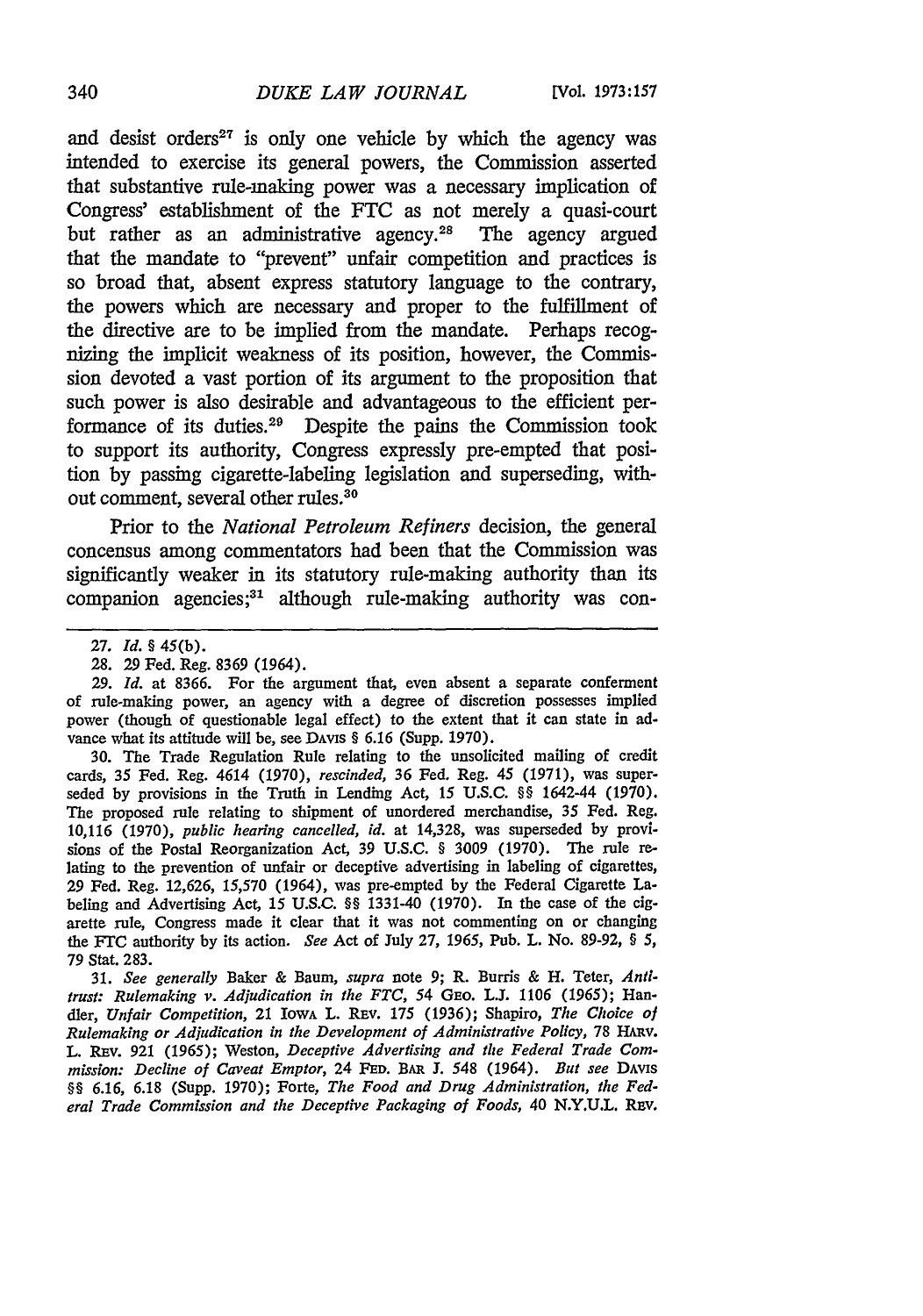and desist orders[27] is only one vehicle by which the agency was intended to exercise its general powers, the Commission asserted that substantive rule-making power was a necessary implication of Congress' establishment of the FTC as not merely a quasi-court but rather as an administrative agency.[28] The agency argued that the mandate to "prevent" unfair competition and practices is so broad that, absent express statutory language to the contrary, the powers which are necessary and proper to the fulfillment of the directive are to be implied from the mandate. Perhaps recognizing the implicit weakness of its position, however, the Commission devoted a vast portion of its argument to the proposition that such power is also desirable and advantageous to the efficient performance of its duties.[29] Despite the pains the Commission took to support its authority, Congress expressly pre-empted that position by passing cigarette-labeling legislation and superseding, without comment, several other rules.[30]

Prior to the *National Petroleum Refiners* decision, the general concensus among commentators had been that the Commission was significantly weaker in its statutory rule-making authority than its companion agencies;[31] although rule-making authority was con-

---

27. *Id.* § 45(b).

28. 29 Fed. Reg. 8369 (1964).

29. *Id.* at 8366. For the argument that, even absent a separate conferment of rule-making power, an agency with a degree of discretion possesses implied power (though of questionable legal effect) to the extent that it can state in advance what its attitude will be, see DAVIS § 6.16 (Supp. 1970).

30. The Trade Regulation Rule relating to the unsolicited mailing of credit cards, 35 Fed. Reg. 4614 (1970), *rescinded,* 36 Fed. Reg. 45 (1971), was superseded by provisions in the Truth in Lending Act, 15 U.S.C. §§ 1642-44 (1970). The proposed rule relating to shipment of unordered merchandise, 35 Fed. Reg. 10,116 (1970), *public hearing cancelled, id.* at 14,328, was superseded by provisions of the Postal Reorganization Act, 39 U.S.C. § 3009 (1970). The rule relating to the prevention of unfair or deceptive advertising in labeling of cigarettes, 29 Fed. Reg. 12,626, 15,570 (1964), was pre-empted by the Federal Cigarette Labeling and Advertising Act, 15 U.S.C. §§ 1331-40 (1970). In the case of the cigarette rule, Congress made it clear that it was not commenting on or changing the FTC authority by its action. *See* Act of July 27, 1965, Pub. L. No. 89-92, § 5, 79 Stat. 283.

31. *See generally* Baker & Baum, *supra* note 9; R. Burris & H. Teter, *Antitrust: Rulemaking v. Adjudication in the FTC,* 54 GEO. L.J. 1106 (1965); Handler, *Unfair Competition,* 21 IOWA L. REV. 175 (1936); Shapiro, *The Choice of Rulemaking or Adjudication in the Development of Administrative Policy,* 78 HARV. L. REV. 921 (1965); Weston, *Deceptive Advertising and the Federal Trade Commission: Decline of Caveat Emptor,* 24 FED. BAR J. 548 (1964). *But see* DAVIS §§ 6.16, 6.18 (Supp. 1970); Forte, *The Food and Drug Administration, the Federal Trade Commission and the Deceptive Packaging of Foods,* 40 N.Y.U.L. REV.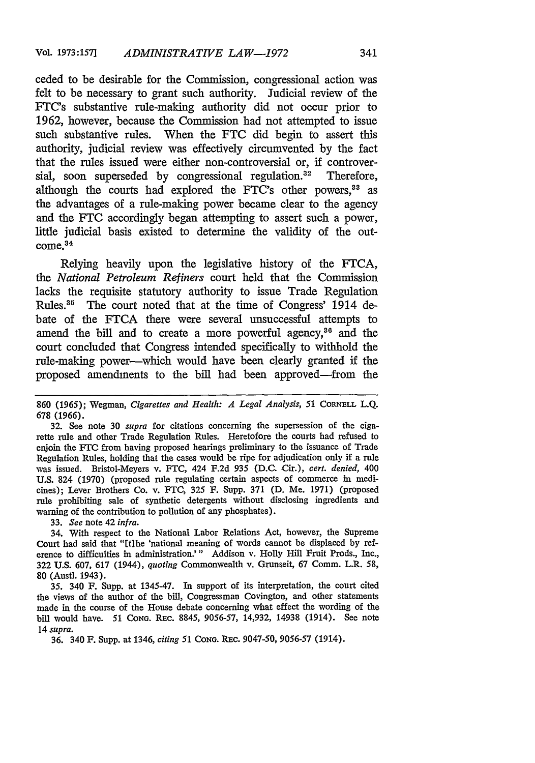ceded to be desirable for the Commission, congressional action was felt to be necessary to grant such authority. Judicial review of the FTC's substantive rule-making authority did not occur prior to 1962, however, because the Commission had not attempted to issue such substantive rules. When the FTC did begin to assert this authority, judicial review was effectively circumvented by the fact that the rules issued were either non-controversial or, if controversial, soon superseded by congressional regulation.[32] Therefore, although the courts had explored the FTC's other powers,[33] as the advantages of a rule-making power became clear to the agency and the FTC accordingly began attempting to assert such a power, little judicial basis existed to determine the validity of the outcome.[34]

Relying heavily upon the legislative history of the FTCA, the *National Petroleum Refiners* court held that the Commission lacks the requisite statutory authority to issue Trade Regulation Rules.[35] The court noted that at the time of Congress' 1914 debate of the FTCA there were several unsuccessful attempts to amend the bill and to create a more powerful agency,[36] and the court concluded that Congress intended specifically to withhold the rule-making power—which would have been clearly granted if the proposed amendments to the bill had been approved—from the

---

860 (1965); Wegman, *Cigarettes and Health: A Legal Analysis*, 51 CORNELL L.Q. 678 (1966).

32. See note 30 *supra* for citations concerning the supersession of the cigarette rule and other Trade Regulation Rules. Heretofore the courts had refused to enjoin the FTC from having proposed hearings preliminary to the issuance of Trade Regulation Rules, holding that the cases would be ripe for adjudication only if a rule was issued. Bristol-Meyers v. FTC, 424 F.2d 935 (D.C. Cir.), *cert. denied*, 400 U.S. 824 (1970) (proposed rule regulating certain aspects of commerce in medicines); Lever Brothers Co. v. FTC, 325 F. Supp. 371 (D. Me. 1971) (proposed rule prohibiting sale of synthetic detergents without disclosing ingredients and warning of the contribution to pollution of any phosphates).

33. *See* note 42 *infra*.

34. With respect to the National Labor Relations Act, however, the Supreme Court had said that "[t]he 'national meaning of words cannot be displaced by reference to difficulties in administration.'" Addison v. Holly Hill Fruit Prods., Inc., 322 U.S. 607, 617 (1944), *quoting* Commonwealth v. Grunseit, 67 Comm. L.R. 58, 80 (Austl. 1943).

35. 340 F. Supp. at 1345-47. In support of its interpretation, the court cited the views of the author of the bill, Congressman Covington, and other statements made in the course of the House debate concerning what effect the wording of the bill would have. 51 CONG. REC. 8845, 9056-57, 14,932, 14938 (1914). See note 14 *supra*.

36. 340 F. Supp. at 1346, *citing* 51 CONG. REC. 9047-50, 9056-57 (1914).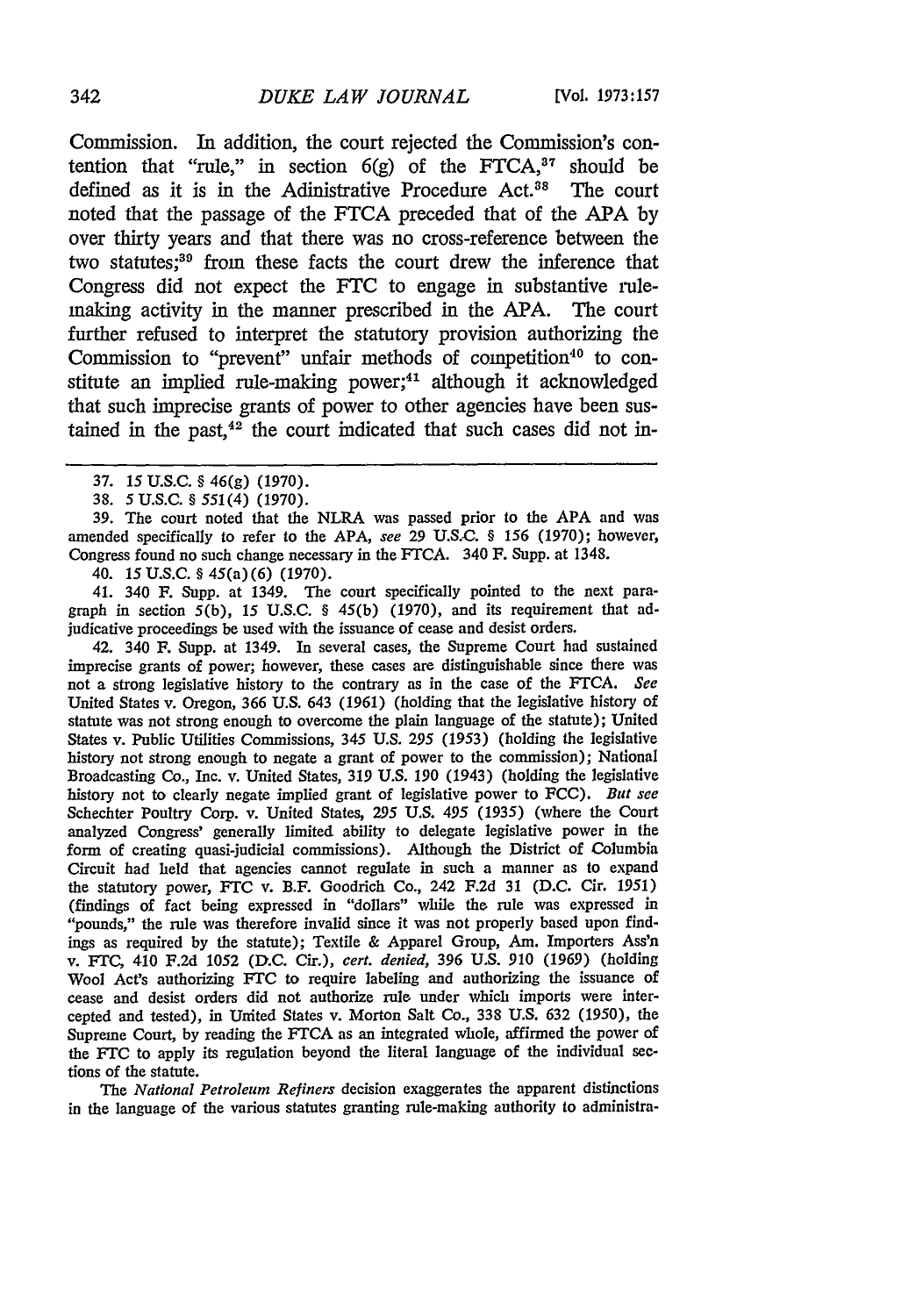Commission. In addition, the court rejected the Commission's contention that "rule," in section 6(g) of the FTCA,[37] should be defined as it is in the Adinistrative Procedure Act.[38] The court noted that the passage of the FTCA preceded that of the APA by over thirty years and that there was no cross-reference between the two statutes;[39] from these facts the court drew the inference that Congress did not expect the FTC to engage in substantive rule-making activity in the manner prescribed in the APA. The court further refused to interpret the statutory provision authorizing the Commission to "prevent" unfair methods of competition[40] to constitute an implied rule-making power;[41] although it acknowledged that such imprecise grants of power to other agencies have been sustained in the past,[42] the court indicated that such cases did not in-

---

37. 15 U.S.C. § 46(g) (1970).

38. 5 U.S.C. § 551(4) (1970).

39. The court noted that the NLRA was passed prior to the APA and was amended specifically to refer to the APA, *see* 29 U.S.C. § 156 (1970); however, Congress found no such change necessary in the FTCA. 340 F. Supp. at 1348.

40. 15 U.S.C. § 45(a)(6) (1970).

41. 340 F. Supp. at 1349. The court specifically pointed to the next paragraph in section 5(b), 15 U.S.C. § 45(b) (1970), and its requirement that adjudicative proceedings be used with the issuance of cease and desist orders.

42. 340 F. Supp. at 1349. In several cases, the Supreme Court had sustained imprecise grants of power; however, these cases are distinguishable since there was not a strong legislative history to the contrary as in the case of the FTCA. *See* United States v. Oregon, 366 U.S. 643 (1961) (holding that the legislative history of statute was not strong enough to overcome the plain language of the statute); United States v. Public Utilities Commissions, 345 U.S. 295 (1953) (holding the legislative history not strong enough to negate a grant of power to the commission); National Broadcasting Co., Inc. v. United States, 319 U.S. 190 (1943) (holding the legislative history not to clearly negate implied grant of legislative power to FCC). *But see* Schechter Poultry Corp. v. United States, 295 U.S. 495 (1935) (where the Court analyzed Congress' generally limited ability to delegate legislative power in the form of creating quasi-judicial commissions). Although the District of Columbia Circuit had held that agencies cannot regulate in such a manner as to expand the statutory power, FTC v. B.F. Goodrich Co., 242 F.2d 31 (D.C. Cir. 1951) (findings of fact being expressed in "dollars" while the rule was expressed in "pounds," the rule was therefore invalid since it was not properly based upon findings as required by the statute); Textile & Apparel Group, Am. Importers Ass'n v. FTC, 410 F.2d 1052 (D.C. Cir.), *cert. denied*, 396 U.S. 910 (1969) (holding Wool Act's authorizing FTC to require labeling and authorizing the issuance of cease and desist orders did not authorize rule under which imports were intercepted and tested), in United States v. Morton Salt Co., 338 U.S. 632 (1950), the Supreme Court, by reading the FTCA as an integrated whole, affirmed the power of the FTC to apply its regulation beyond the literal language of the individual sections of the statute.

The *National Petroleum Refiners* decision exaggerates the apparent distinctions in the language of the various statutes granting rule-making authority to administra-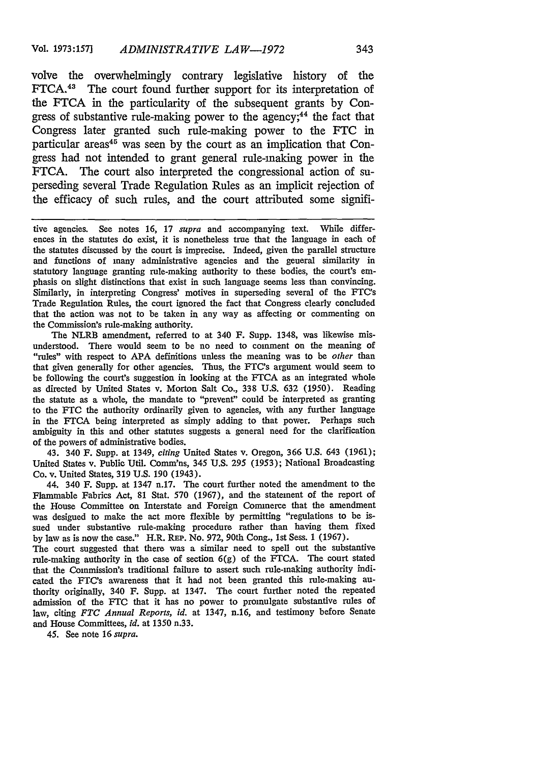volve the overwhelmingly contrary legislative history of the FTCA.[43] The court found further support for its interpretation of the FTCA in the particularity of the subsequent grants by Congress of substantive rule-making power to the agency;[44] the fact that Congress later granted such rule-making power to the FTC in particular areas[45] was seen by the court as an implication that Congress had not intended to grant general rule-making power in the FTCA. The court also interpreted the congressional action of superseding several Trade Regulation Rules as an implicit rejection of the efficacy of such rules, and the court attributed some signifi-

---

tive agencies. See notes 16, 17 *supra* and accompanying text. While differences in the statutes do exist, it is nonetheless true that the language in each of the statutes discussed by the court is imprecise. Indeed, given the parallel structure and functions of many administrative agencies and the general similarity in statutory language granting rule-making authority to these bodies, the court's emphasis on slight distinctions that exist in such language seems less than convincing. Similarly, in interpreting Congress' motives in superseding several of the FTC's Trade Regulation Rules, the court ignored the fact that Congress clearly concluded that the action was not to be taken in any way as affecting or commenting on the Commission's rule-making authority.

The NLRB amendment, referred to at 340 F. Supp. 1348, was likewise misunderstood. There would seem to be no need to comment on the meaning of "rules" with respect to APA definitions unless the meaning was to be *other* than that given generally for other agencies. Thus, the FTC's argument would seem to be following the court's suggestion in looking at the FTCA as an integrated whole as directed by United States v. Morton Salt Co., 338 U.S. 632 (1950). Reading the statute as a whole, the mandate to "prevent" could be interpreted as granting to the FTC the authority ordinarily given to agencies, with any further language in the FTCA being interpreted as simply adding to that power. Perhaps such ambiguity in this and other statutes suggests a general need for the clarification of the powers of administrative bodies.

43. 340 F. Supp. at 1349, *citing* United States v. Oregon, 366 U.S. 643 (1961); United States v. Public Util. Comm'ns, 345 U.S. 295 (1953); National Broadcasting Co. v. United States, 319 U.S. 190 (1943).

44. 340 F. Supp. at 1347 n.17. The court further noted the amendment to the Flammable Fabrics Act, 81 Stat. 570 (1967), and the statement of the report of the House Committee on Interstate and Foreign Commerce that the amendment was designed to make the act more flexible by permitting "regulations to be issued under substantive rule-making procedure rather than having them fixed by law as is now the case." H.R. REP. No. 972, 90th Cong., 1st Sess. 1 (1967).
The court suggested that there was a similar need to spell out the substantive rule-making authority in the case of section 6(g) of the FTCA. The court stated that the Commission's traditional failure to assert such rule-making authority indicated the FTC's awareness that it had not been granted this rule-making authority originally, 340 F. Supp. at 1347. The court further noted the repeated admission of the FTC that it has no power to promulgate substantive rules of law, citing *FTC Annual Reports, id.* at 1347, n.16, and testimony before Senate and House Committees, *id.* at 1350 n.33.

45. See note 16 *supra*.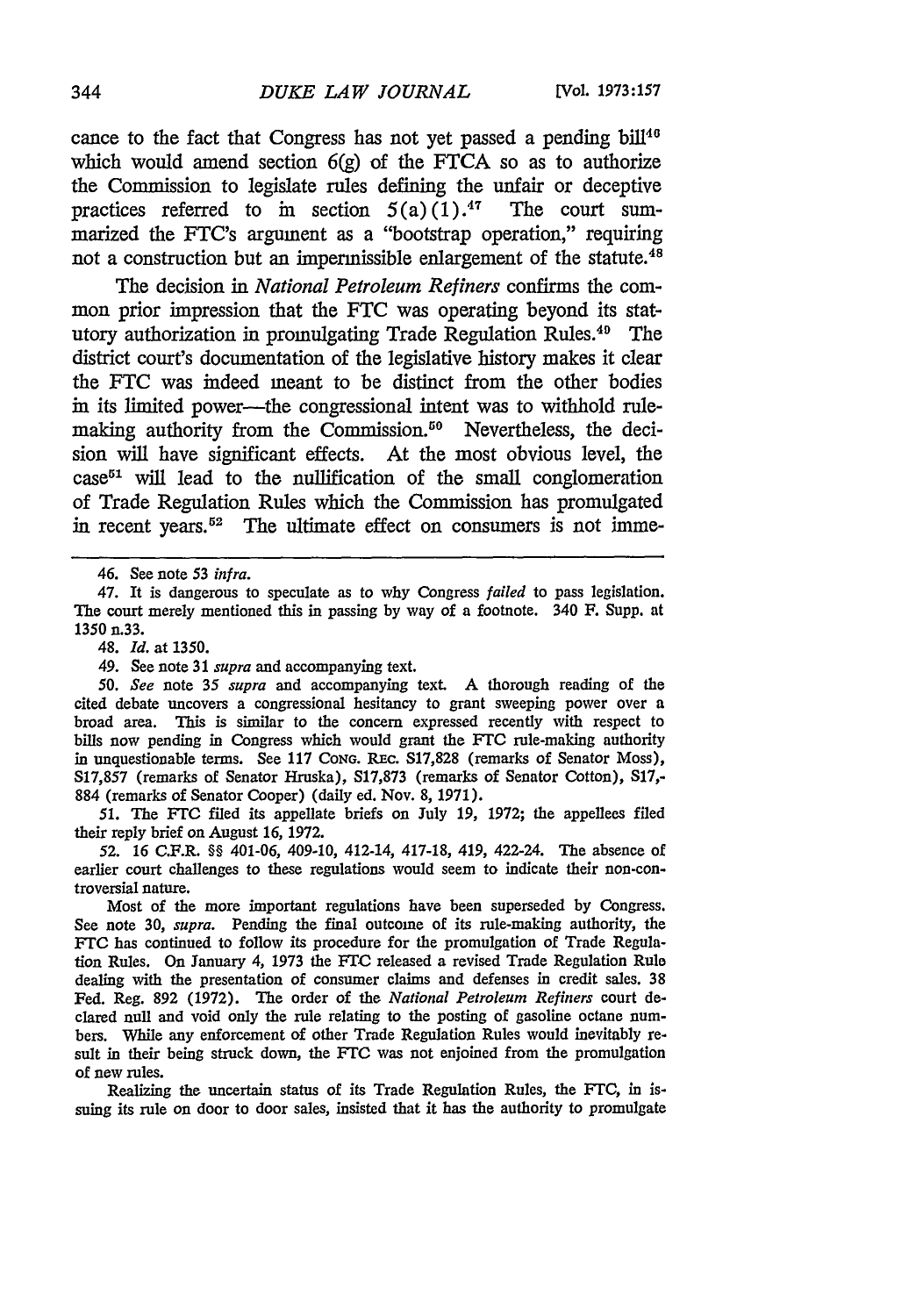cance to the fact that Congress has not yet passed a pending bill[46] which would amend section 6(g) of the FTCA so as to authorize the Commission to legislate rules defining the unfair or deceptive practices referred to in section 5(a)(1).[47] The court summarized the FTC's argument as a "bootstrap operation," requiring not a construction but an impermissible enlargement of the statute.[48]

The decision in *National Petroleum Refiners* confirms the common prior impression that the FTC was operating beyond its statutory authorization in promulgating Trade Regulation Rules.[49] The district court's documentation of the legislative history makes it clear the FTC was indeed meant to be distinct from the other bodies in its limited power—the congressional intent was to withhold rule-making authority from the Commission.[50] Nevertheless, the decision will have significant effects. At the most obvious level, the case[51] will lead to the nullification of the small conglomeration of Trade Regulation Rules which the Commission has promulgated in recent years.[52] The ultimate effect on consumers is not imme-

---

46. See note 53 *infra*.

47. It is dangerous to speculate as to why Congress *failed* to pass legislation. The court merely mentioned this in passing by way of a footnote. 340 F. Supp. at 1350 n.33.

48. *Id.* at 1350.

49. See note 31 *supra* and accompanying text.

50. *See* note 35 *supra* and accompanying text. A thorough reading of the cited debate uncovers a congressional hesitancy to grant sweeping power over a broad area. This is similar to the concern expressed recently with respect to bills now pending in Congress which would grant the FTC rule-making authority in unquestionable terms. See 117 CONG. REC. S17,828 (remarks of Senator Moss), S17,857 (remarks of Senator Hruska), S17,873 (remarks of Senator Cotton), S17,-884 (remarks of Senator Cooper) (daily ed. Nov. 8, 1971).

51. The FTC filed its appellate briefs on July 19, 1972; the appellees filed their reply brief on August 16, 1972.

52. 16 C.F.R. §§ 401-06, 409-10, 412-14, 417-18, 419, 422-24. The absence of earlier court challenges to these regulations would seem to indicate their non-controversial nature.

Most of the more important regulations have been superseded by Congress. See note 30, *supra*. Pending the final outcome of its rule-making authority, the FTC has continued to follow its procedure for the promulgation of Trade Regulation Rules. On January 4, 1973 the FTC released a revised Trade Regulation Rule dealing with the presentation of consumer claims and defenses in credit sales. 38 Fed. Reg. 892 (1972). The order of the *National Petroleum Refiners* court declared null and void only the rule relating to the posting of gasoline octane numbers. While any enforcement of other Trade Regulation Rules would inevitably result in their being struck down, the FTC was not enjoined from the promulgation of new rules.

Realizing the uncertain status of its Trade Regulation Rules, the FTC, in issuing its rule on door to door sales, insisted that it has the authority to promulgate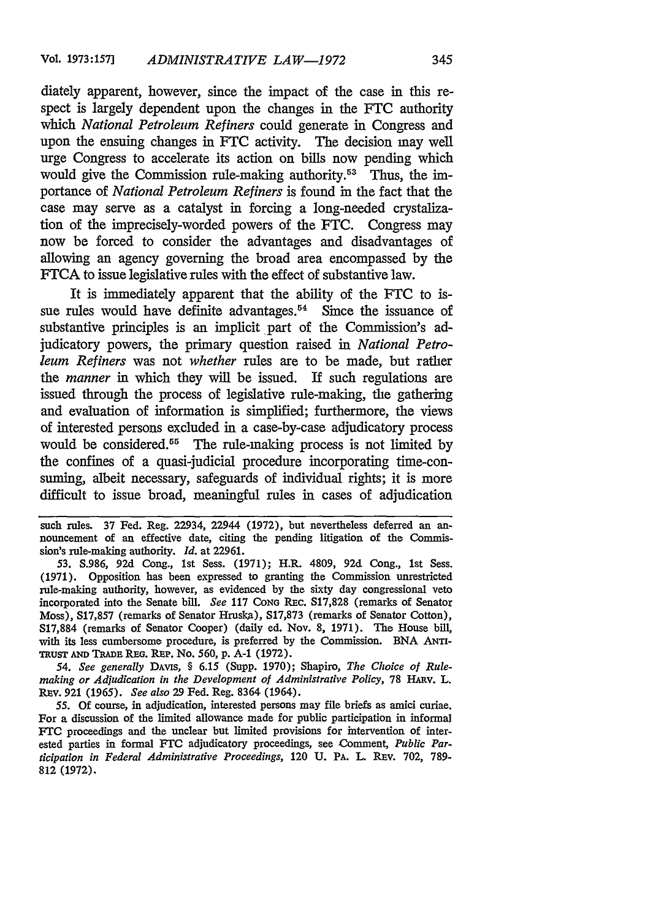diately apparent, however, since the impact of the case in this respect is largely dependent upon the changes in the FTC authority which *National Petroleum Refiners* could generate in Congress and upon the ensuing changes in FTC activity. The decision may well urge Congress to accelerate its action on bills now pending which would give the Commission rule-making authority.[53] Thus, the importance of *National Petroleum Refiners* is found in the fact that the case may serve as a catalyst in forcing a long-needed crystalization of the imprecisely-worded powers of the FTC. Congress may now be forced to consider the advantages and disadvantages of allowing an agency governing the broad area encompassed by the FTCA to issue legislative rules with the effect of substantive law.

It is immediately apparent that the ability of the FTC to issue rules would have definite advantages.[54] Since the issuance of substantive principles is an implicit part of the Commission's adjudicatory powers, the primary question raised in *National Petroleum Refiners* was not *whether* rules are to be made, but rather the *manner* in which they will be issued. If such regulations are issued through the process of legislative rule-making, the gathering and evaluation of information is simplified; furthermore, the views of interested persons excluded in a case-by-case adjudicatory process would be considered.[55] The rule-making process is not limited by the confines of a quasi-judicial procedure incorporating time-consuming, albeit necessary, safeguards of individual rights; it is more difficult to issue broad, meaningful rules in cases of adjudication

---

such rules. 37 Fed. Reg. 22934, 22944 (1972), but nevertheless deferred an announcement of an effective date, citing the pending litigation of the Commission's rule-making authority. *Id.* at 22961.

53. S.986, 92d Cong., 1st Sess. (1971); H.R. 4809, 92d Cong., 1st Sess. (1971). Opposition has been expressed to granting the Commission unrestricted rule-making authority, however, as evidenced by the sixty day congressional veto incorporated into the Senate bill. *See* 117 CONG REC. S17,828 (remarks of Senator Moss), S17,857 (remarks of Senator Hruska), S17,873 (remarks of Senator Cotton), S17,884 (remarks of Senator Cooper) (daily ed. Nov. 8, 1971). The House bill, with its less cumbersome procedure, is preferred by the Commission. BNA ANTITRUST AND TRADE REG. REP. No. 560, p. A-1 (1972).

54. *See generally* DAVIS, § 6.15 (Supp. 1970); Shapiro, *The Choice of Rulemaking or Adjudication in the Development of Administrative Policy*, 78 HARV. L. REV. 921 (1965). *See also* 29 Fed. Reg. 8364 (1964).

55. Of course, in adjudication, interested persons may file briefs as amici curiae. For a discussion of the limited allowance made for public participation in informal FTC proceedings and the unclear but limited provisions for intervention of interested parties in formal FTC adjudicatory proceedings, see Comment, *Public Participation in Federal Administrative Proceedings*, 120 U. PA. L. REV. 702, 789-812 (1972).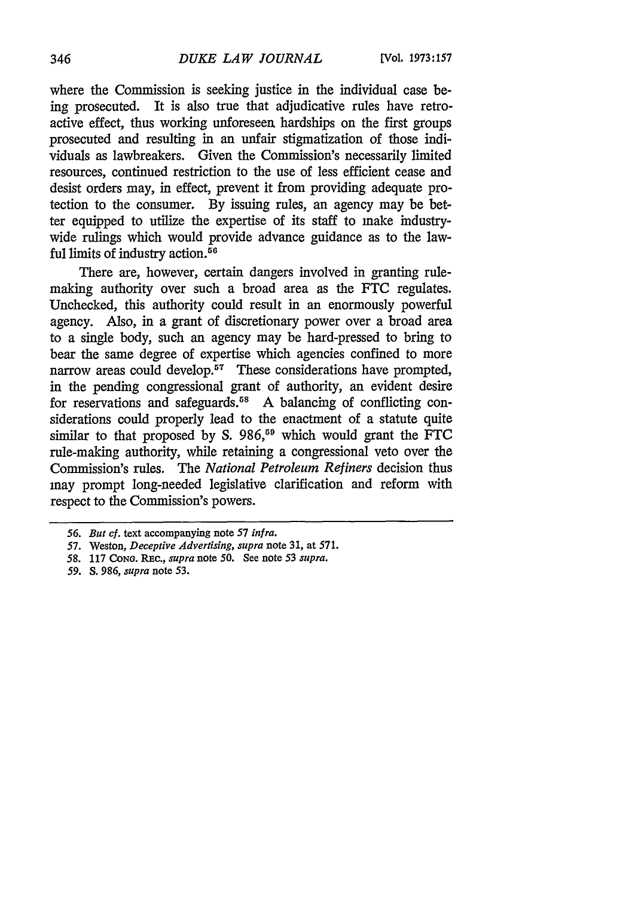where the Commission is seeking justice in the individual case being prosecuted. It is also true that adjudicative rules have retroactive effect, thus working unforeseen hardships on the first groups prosecuted and resulting in an unfair stigmatization of those individuals as lawbreakers. Given the Commission's necessarily limited resources, continued restriction to the use of less efficient cease and desist orders may, in effect, prevent it from providing adequate protection to the consumer. By issuing rules, an agency may be better equipped to utilize the expertise of its staff to make industry-wide rulings which would provide advance guidance as to the lawful limits of industry action.[56]

There are, however, certain dangers involved in granting rule-making authority over such a broad area as the FTC regulates. Unchecked, this authority could result in an enormously powerful agency. Also, in a grant of discretionary power over a broad area to a single body, such an agency may be hard-pressed to bring to bear the same degree of expertise which agencies confined to more narrow areas could develop.[57] These considerations have prompted, in the pending congressional grant of authority, an evident desire for reservations and safeguards.[58] A balancing of conflicting considerations could properly lead to the enactment of a statute quite similar to that proposed by S. 986,[59] which would grant the FTC rule-making authority, while retaining a congressional veto over the Commission's rules. The *National Petroleum Refiners* decision thus may prompt long-needed legislative clarification and reform with respect to the Commission's powers.

---

56. *But cf.* text accompanying note 57 *infra.*

57. Weston, *Deceptive Advertising, supra* note 31, at 571.

58. 117 CONG. REC., *supra* note 50. See note 53 *supra.*

59. S. 986, *supra* note 53.